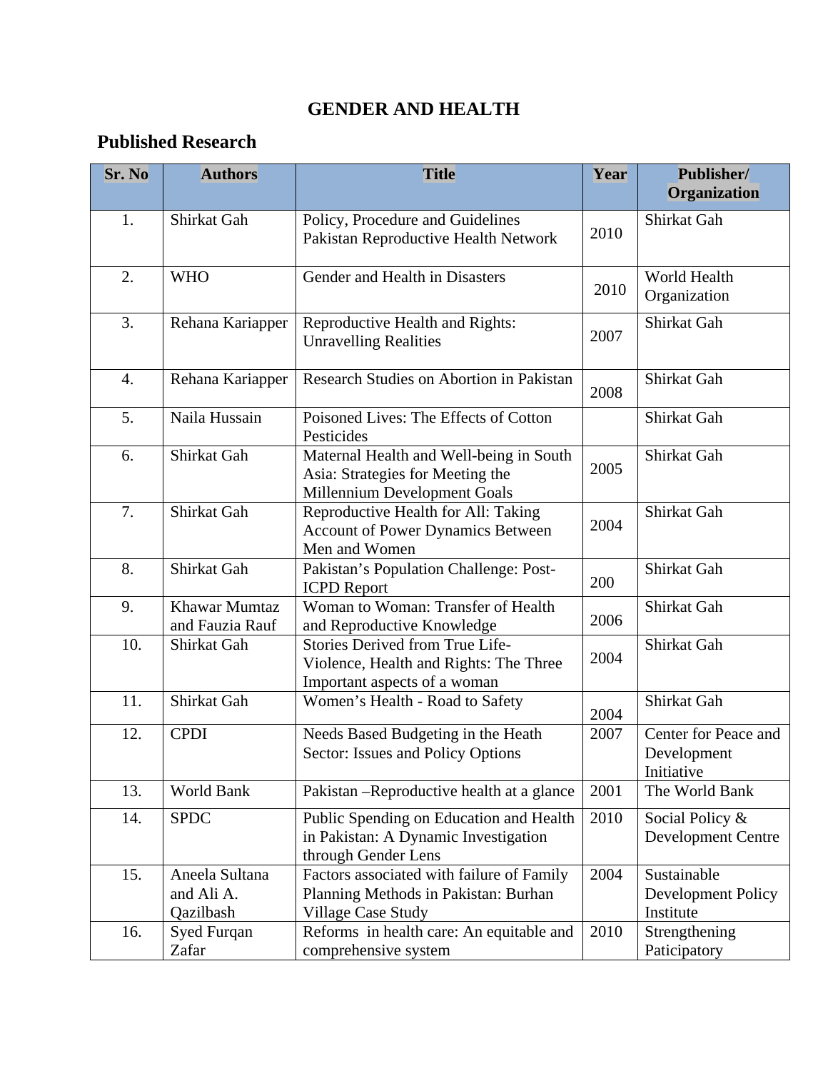# GENDER AND HEALTH

## Published Research

| Sr. No | Authors | Title | Year | Publisher/ Organization |
|---|---|---|---|---|
| 1. | Shirkat Gah | Policy, Procedure and Guidelines Pakistan Reproductive Health Network | 2010 | Shirkat Gah |
| 2. | WHO | Gender and Health in Disasters | 2010 | World Health Organization |
| 3. | Rehana Kariapper | Reproductive Health and Rights: Unravelling Realities | 2007 | Shirkat Gah |
| 4. | Rehana Kariapper | Research Studies on Abortion in Pakistan | 2008 | Shirkat Gah |
| 5. | Naila Hussain | Poisoned Lives: The Effects of Cotton Pesticides | | Shirkat Gah |
| 6. | Shirkat Gah | Maternal Health and Well-being in South Asia: Strategies for Meeting the Millennium Development Goals | 2005 | Shirkat Gah |
| 7. | Shirkat Gah | Reproductive Health for All: Taking Account of Power Dynamics Between Men and Women | 2004 | Shirkat Gah |
| 8. | Shirkat Gah | Pakistan's Population Challenge: Post-ICPD Report | 200 | Shirkat Gah |
| 9. | Khawar Mumtaz and Fauzia Rauf | Woman to Woman: Transfer of Health and Reproductive Knowledge | 2006 | Shirkat Gah |
| 10. | Shirkat Gah | Stories Derived from True Life- Violence, Health and Rights: The Three Important aspects of a woman | 2004 | Shirkat Gah |
| 11. | Shirkat Gah | Women's Health - Road to Safety | 2004 | Shirkat Gah |
| 12. | CPDI | Needs Based Budgeting in the Heath Sector: Issues and Policy Options | 2007 | Center for Peace and Development Initiative |
| 13. | World Bank | Pakistan –Reproductive health at a glance | 2001 | The World Bank |
| 14. | SPDC | Public Spending on Education and Health in Pakistan: A Dynamic Investigation through Gender Lens | 2010 | Social Policy & Development Centre |
| 15. | Aneela Sultana and Ali A. Qazilbash | Factors associated with failure of Family Planning Methods in Pakistan: Burhan Village Case Study | 2004 | Sustainable Development Policy Institute |
| 16. | Syed Furqan Zafar | Reforms in health care: An equitable and comprehensive system | 2010 | Strengthening Paticipatory |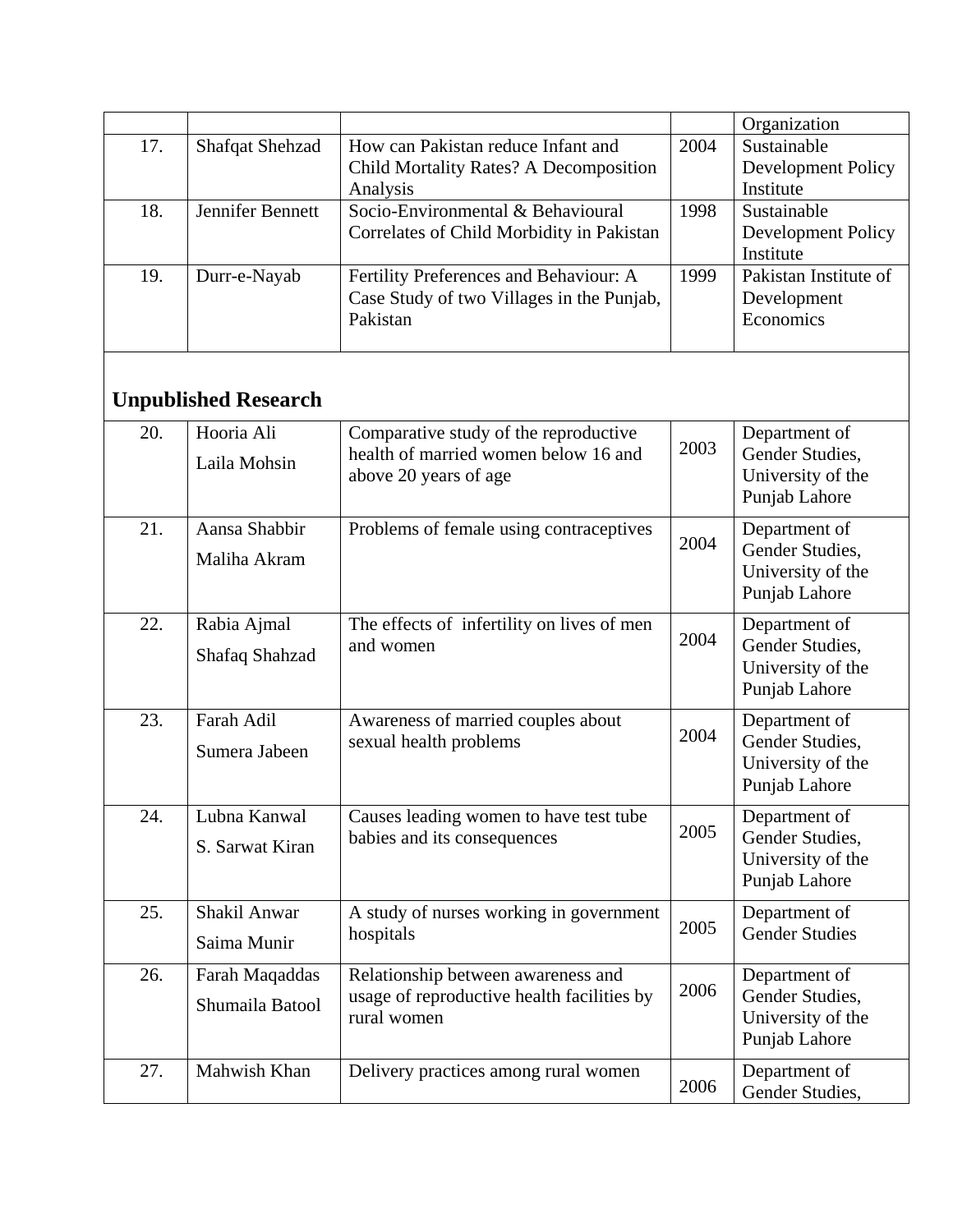| | | | | Organization |
|---|---|---|---|---|
| 17. | Shafqat Shehzad | How can Pakistan reduce Infant and Child Mortality Rates? A Decomposition Analysis | 2004 | Sustainable Development Policy Institute |
| 18. | Jennifer Bennett | Socio-Environmental & Behavioural Correlates of Child Morbidity in Pakistan | 1998 | Sustainable Development Policy Institute |
| 19. | Durr-e-Nayab | Fertility Preferences and Behaviour: A Case Study of two Villages in the Punjab, Pakistan | 1999 | Pakistan Institute of Development Economics |

## Unpublished Research

| | | | | |
|---|---|---|---|---|
| 20. | Hooria Ali<br>Laila Mohsin | Comparative study of the reproductive health of married women below 16 and above 20 years of age | 2003 | Department of Gender Studies, University of the Punjab Lahore |
| 21. | Aansa Shabbir<br>Maliha Akram | Problems of female using contraceptives | 2004 | Department of Gender Studies, University of the Punjab Lahore |
| 22. | Rabia Ajmal<br>Shafaq Shahzad | The effects of infertility on lives of men and women | 2004 | Department of Gender Studies, University of the Punjab Lahore |
| 23. | Farah Adil<br>Sumera Jabeen | Awareness of married couples about sexual health problems | 2004 | Department of Gender Studies, University of the Punjab Lahore |
| 24. | Lubna Kanwal<br>S. Sarwat Kiran | Causes leading women to have test tube babies and its consequences | 2005 | Department of Gender Studies, University of the Punjab Lahore |
| 25. | Shakil Anwar<br>Saima Munir | A study of nurses working in government hospitals | 2005 | Department of Gender Studies |
| 26. | Farah Maqaddas<br>Shumaila Batool | Relationship between awareness and usage of reproductive health facilities by rural women | 2006 | Department of Gender Studies, University of the Punjab Lahore |
| 27. | Mahwish Khan | Delivery practices among rural women | 2006 | Department of Gender Studies, |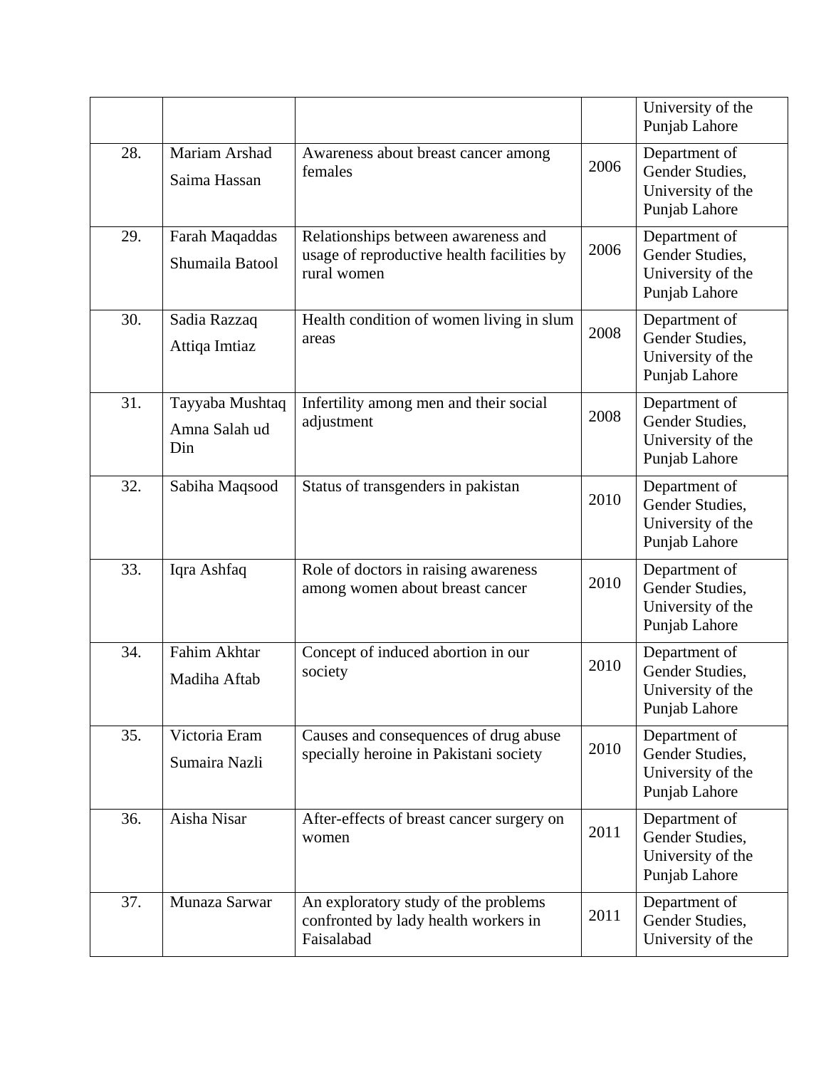| | | | | |
|---|---|---|---|---|
| | | | | University of the Punjab Lahore |
| 28. | Mariam Arshad Saima Hassan | Awareness about breast cancer among females | 2006 | Department of Gender Studies, University of the Punjab Lahore |
| 29. | Farah Maqaddas Shumaila Batool | Relationships between awareness and usage of reproductive health facilities by rural women | 2006 | Department of Gender Studies, University of the Punjab Lahore |
| 30. | Sadia Razzaq Attiqa Imtiaz | Health condition of women living in slum areas | 2008 | Department of Gender Studies, University of the Punjab Lahore |
| 31. | Tayyaba Mushtaq Amna Salah ud Din | Infertility among men and their social adjustment | 2008 | Department of Gender Studies, University of the Punjab Lahore |
| 32. | Sabiha Maqsood | Status of transgenders in pakistan | 2010 | Department of Gender Studies, University of the Punjab Lahore |
| 33. | Iqra Ashfaq | Role of doctors in raising awareness among women about breast cancer | 2010 | Department of Gender Studies, University of the Punjab Lahore |
| 34. | Fahim Akhtar Madiha Aftab | Concept of induced abortion in our society | 2010 | Department of Gender Studies, University of the Punjab Lahore |
| 35. | Victoria Eram Sumaira Nazli | Causes and consequences of drug abuse specially heroine in Pakistani society | 2010 | Department of Gender Studies, University of the Punjab Lahore |
| 36. | Aisha Nisar | After-effects of breast cancer surgery on women | 2011 | Department of Gender Studies, University of the Punjab Lahore |
| 37. | Munaza Sarwar | An exploratory study of the problems confronted by lady health workers in Faisalabad | 2011 | Department of Gender Studies, University of the |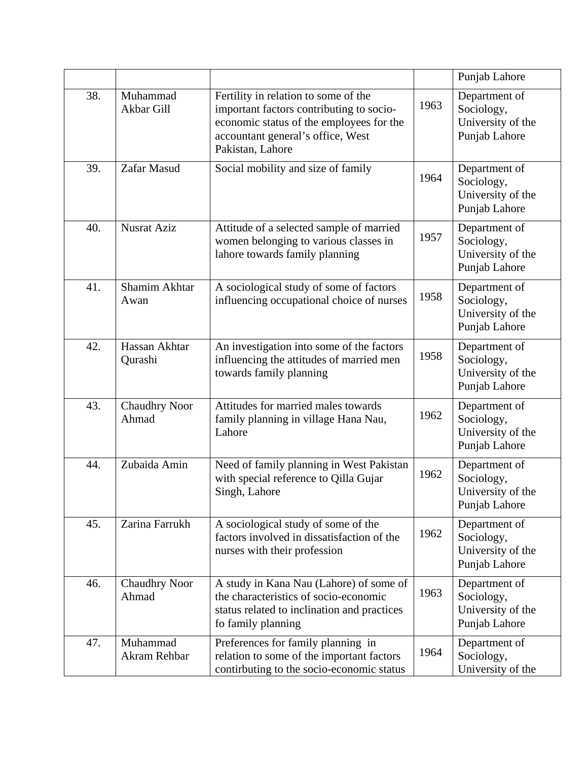|  |  |  |  | Punjab Lahore |
|---|---|---|---|---|
| 38. | Muhammad Akbar Gill | Fertility in relation to some of the important factors contributing to socio-economic status of the employees for the accountant general's office, West Pakistan, Lahore | 1963 | Department of Sociology, University of the Punjab Lahore |
| 39. | Zafar Masud | Social mobility and size of family | 1964 | Department of Sociology, University of the Punjab Lahore |
| 40. | Nusrat Aziz | Attitude of a selected sample of married women belonging to various classes in lahore towards family planning | 1957 | Department of Sociology, University of the Punjab Lahore |
| 41. | Shamim Akhtar Awan | A sociological study of some of factors influencing occupational choice of nurses | 1958 | Department of Sociology, University of the Punjab Lahore |
| 42. | Hassan Akhtar Qurashi | An investigation into some of the factors influencing the attitudes of married men towards family planning | 1958 | Department of Sociology, University of the Punjab Lahore |
| 43. | Chaudhry Noor Ahmad | Attitudes for married males towards family planning in village Hana Nau, Lahore | 1962 | Department of Sociology, University of the Punjab Lahore |
| 44. | Zubaida Amin | Need of family planning in West Pakistan with special reference to Qilla Gujar Singh, Lahore | 1962 | Department of Sociology, University of the Punjab Lahore |
| 45. | Zarina Farrukh | A sociological study of some of the factors involved in dissatisfaction of the nurses with their profession | 1962 | Department of Sociology, University of the Punjab Lahore |
| 46. | Chaudhry Noor Ahmad | A study in Kana Nau (Lahore) of some of the characteristics of socio-economic status related to inclination and practices fo family planning | 1963 | Department of Sociology, University of the Punjab Lahore |
| 47. | Muhammad Akram Rehbar | Preferences for family planning in relation to some of the important factors contirbuting to the socio-economic status | 1964 | Department of Sociology, University of the |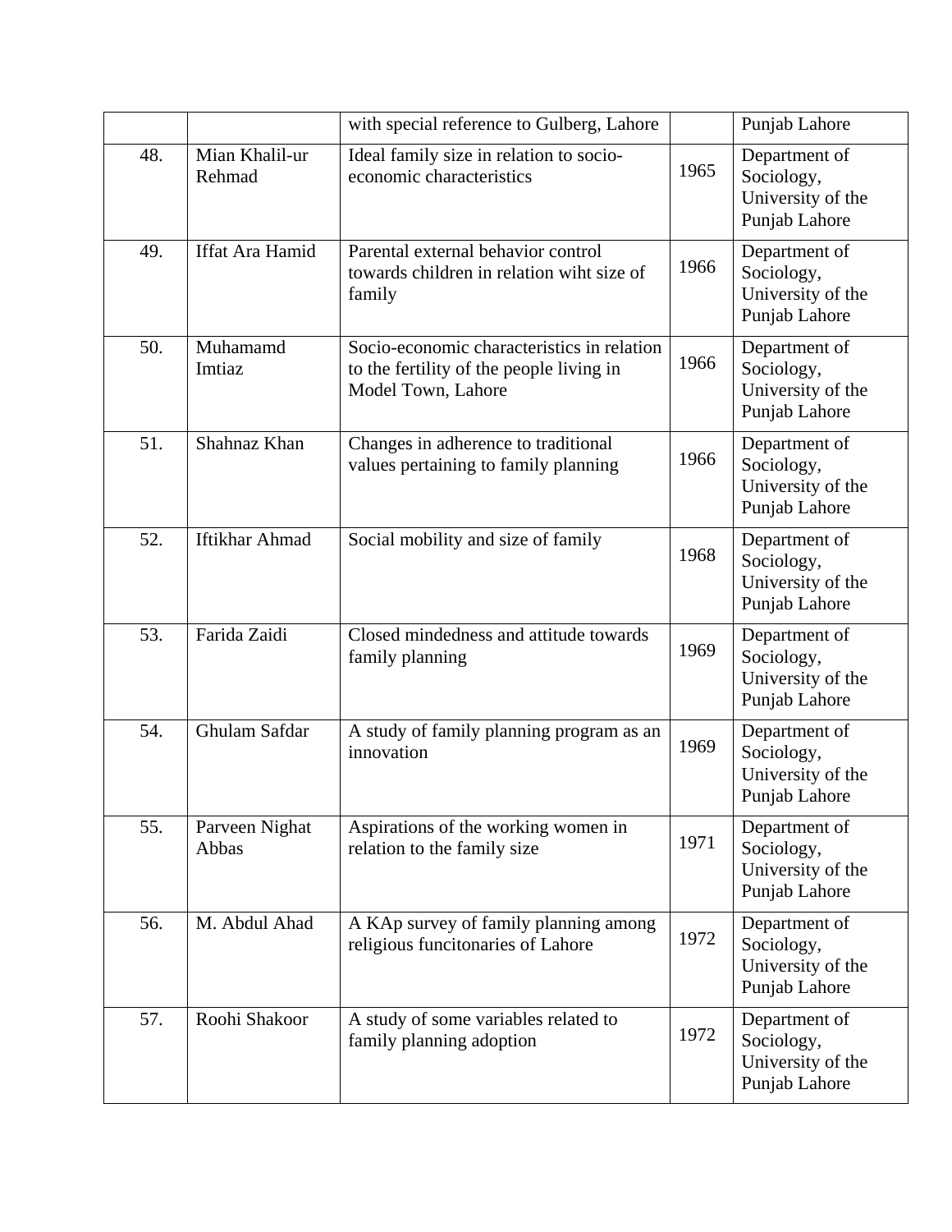|  |  | with special reference to Gulberg, Lahore |  | Punjab Lahore |
|---|---|---|---|---|
| 48. | Mian Khalil-ur Rehmad | Ideal family size in relation to socio-economic characteristics | 1965 | Department of Sociology, University of the Punjab Lahore |
| 49. | Iffat Ara Hamid | Parental external behavior control towards children in relation wiht size of family | 1966 | Department of Sociology, University of the Punjab Lahore |
| 50. | Muhamamd Imtiaz | Socio-economic characteristics in relation to the fertility of the people living in Model Town, Lahore | 1966 | Department of Sociology, University of the Punjab Lahore |
| 51. | Shahnaz Khan | Changes in adherence to traditional values pertaining to family planning | 1966 | Department of Sociology, University of the Punjab Lahore |
| 52. | Iftikhar Ahmad | Social mobility and size of family | 1968 | Department of Sociology, University of the Punjab Lahore |
| 53. | Farida Zaidi | Closed mindedness and attitude towards family planning | 1969 | Department of Sociology, University of the Punjab Lahore |
| 54. | Ghulam Safdar | A study of family planning program as an innovation | 1969 | Department of Sociology, University of the Punjab Lahore |
| 55. | Parveen Nighat Abbas | Aspirations of the working women in relation to the family size | 1971 | Department of Sociology, University of the Punjab Lahore |
| 56. | M. Abdul Ahad | A KAp survey of family planning among religious funcitonaries of Lahore | 1972 | Department of Sociology, University of the Punjab Lahore |
| 57. | Roohi Shakoor | A study of some variables related to family planning adoption | 1972 | Department of Sociology, University of the Punjab Lahore |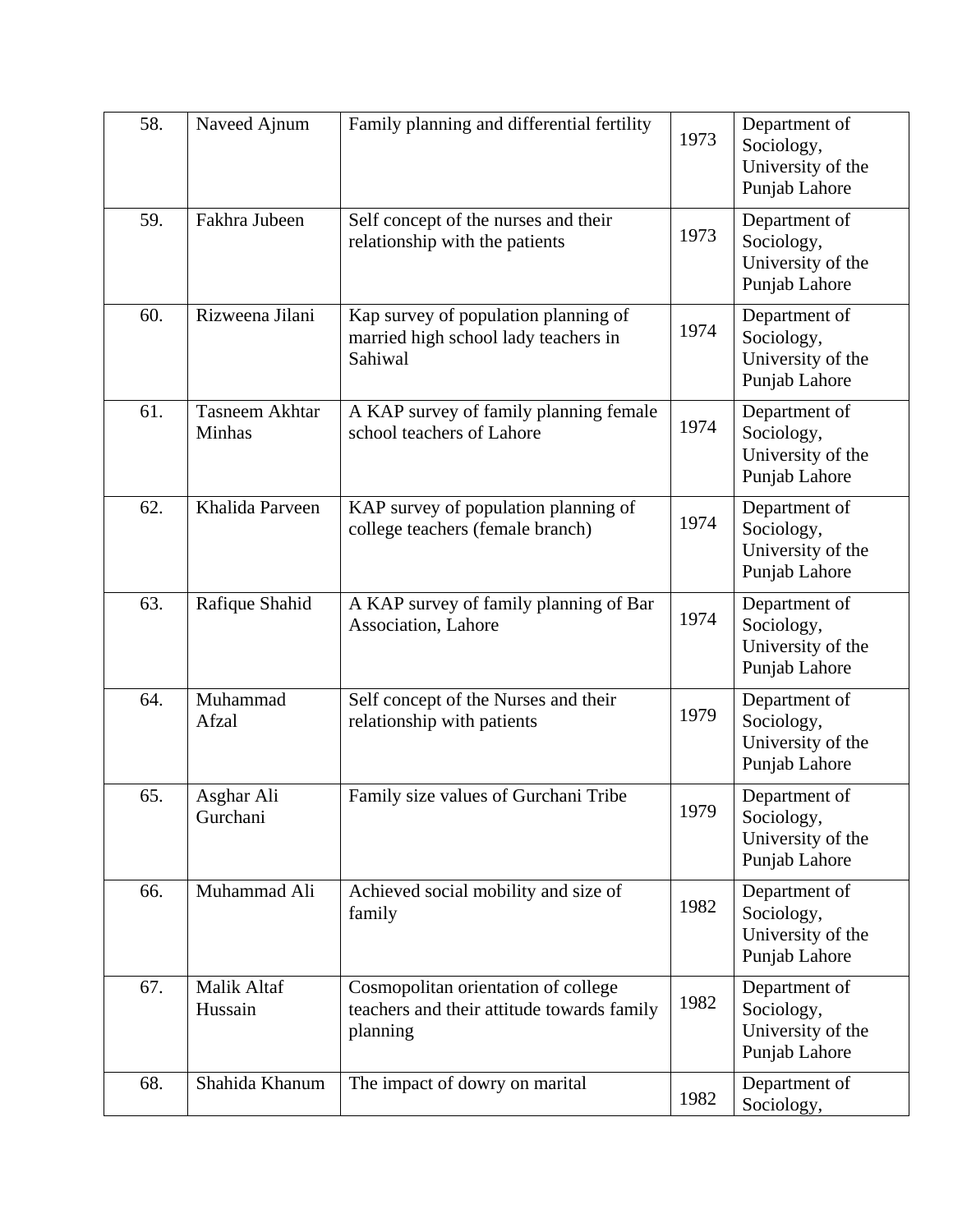| 58. | Naveed Ajnum | Family planning and differential fertility | 1973 | Department of Sociology, University of the Punjab Lahore |
|---|---|---|---|---|
| 59. | Fakhra Jubeen | Self concept of the nurses and their relationship with the patients | 1973 | Department of Sociology, University of the Punjab Lahore |
| 60. | Rizweena Jilani | Kap survey of population planning of married high school lady teachers in Sahiwal | 1974 | Department of Sociology, University of the Punjab Lahore |
| 61. | Tasneem Akhtar Minhas | A KAP survey of family planning female school teachers of Lahore | 1974 | Department of Sociology, University of the Punjab Lahore |
| 62. | Khalida Parveen | KAP survey of population planning of college teachers (female branch) | 1974 | Department of Sociology, University of the Punjab Lahore |
| 63. | Rafique Shahid | A KAP survey of family planning of Bar Association, Lahore | 1974 | Department of Sociology, University of the Punjab Lahore |
| 64. | Muhammad Afzal | Self concept of the Nurses and their relationship with patients | 1979 | Department of Sociology, University of the Punjab Lahore |
| 65. | Asghar Ali Gurchani | Family size values of Gurchani Tribe | 1979 | Department of Sociology, University of the Punjab Lahore |
| 66. | Muhammad Ali | Achieved social mobility and size of family | 1982 | Department of Sociology, University of the Punjab Lahore |
| 67. | Malik Altaf Hussain | Cosmopolitan orientation of college teachers and their attitude towards family planning | 1982 | Department of Sociology, University of the Punjab Lahore |
| 68. | Shahida Khanum | The impact of dowry on marital | 1982 | Department of Sociology, |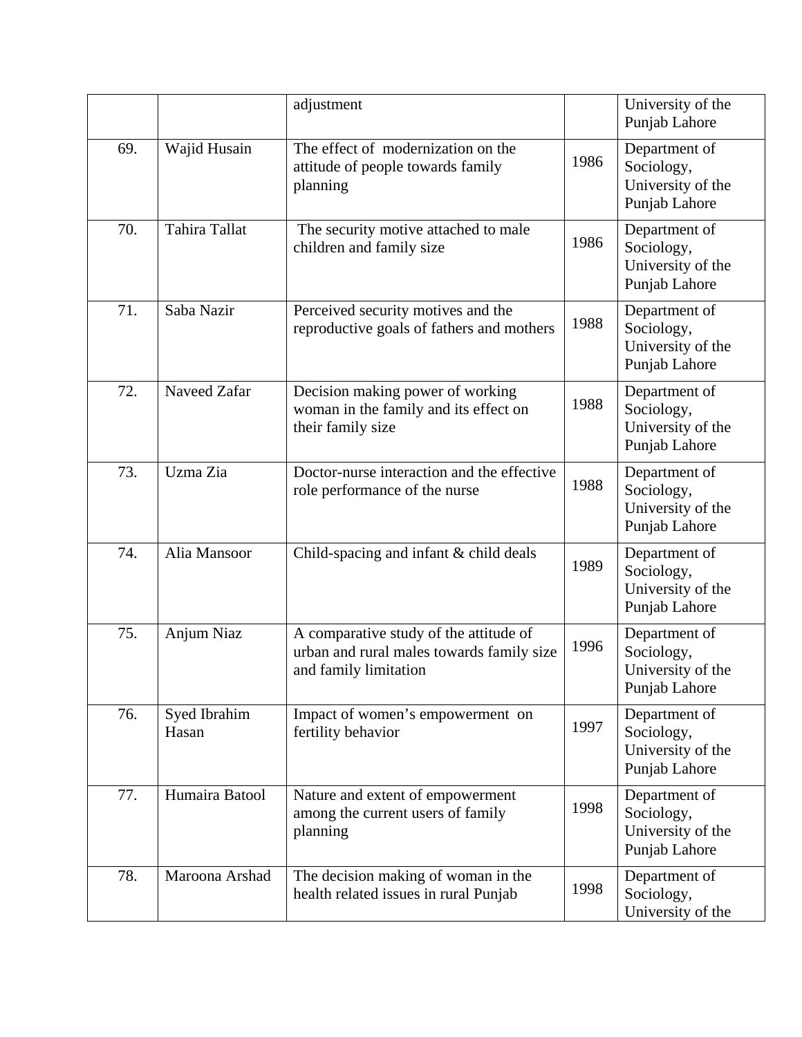| | | adjustment | | University of the Punjab Lahore |
|---|---|---|---|---|
| 69. | Wajid Husain | The effect of modernization on the attitude of people towards family planning | 1986 | Department of Sociology, University of the Punjab Lahore |
| 70. | Tahira Tallat | The security motive attached to male children and family size | 1986 | Department of Sociology, University of the Punjab Lahore |
| 71. | Saba Nazir | Perceived security motives and the reproductive goals of fathers and mothers | 1988 | Department of Sociology, University of the Punjab Lahore |
| 72. | Naveed Zafar | Decision making power of working woman in the family and its effect on their family size | 1988 | Department of Sociology, University of the Punjab Lahore |
| 73. | Uzma Zia | Doctor-nurse interaction and the effective role performance of the nurse | 1988 | Department of Sociology, University of the Punjab Lahore |
| 74. | Alia Mansoor | Child-spacing and infant & child deals | 1989 | Department of Sociology, University of the Punjab Lahore |
| 75. | Anjum Niaz | A comparative study of the attitude of urban and rural males towards family size and family limitation | 1996 | Department of Sociology, University of the Punjab Lahore |
| 76. | Syed Ibrahim Hasan | Impact of women's empowerment on fertility behavior | 1997 | Department of Sociology, University of the Punjab Lahore |
| 77. | Humaira Batool | Nature and extent of empowerment among the current users of family planning | 1998 | Department of Sociology, University of the Punjab Lahore |
| 78. | Maroona Arshad | The decision making of woman in the health related issues in rural Punjab | 1998 | Department of Sociology, University of the |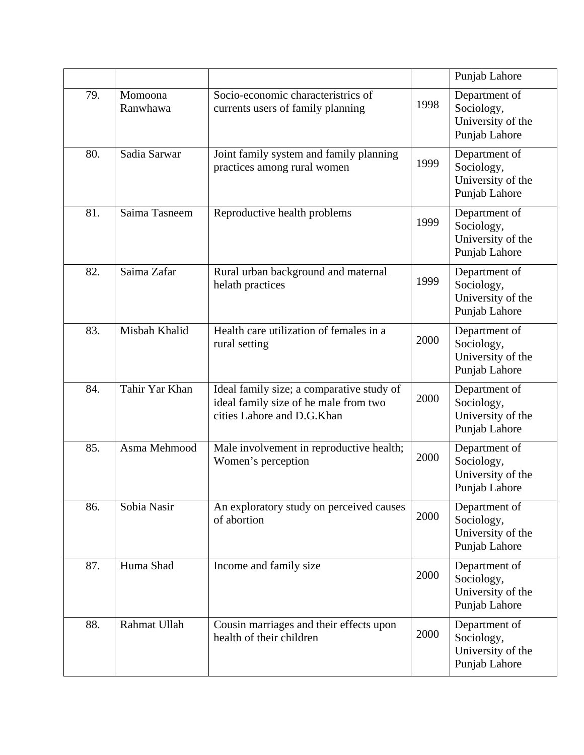| | | | | Punjab Lahore |
|---|---|---|---|---|
| 79. | Momoona Ranwhawa | Socio-economic characteristrics of currents users of family planning | 1998 | Department of Sociology, University of the Punjab Lahore |
| 80. | Sadia Sarwar | Joint family system and family planning practices among rural women | 1999 | Department of Sociology, University of the Punjab Lahore |
| 81. | Saima Tasneem | Reproductive health problems | 1999 | Department of Sociology, University of the Punjab Lahore |
| 82. | Saima Zafar | Rural urban background and maternal helath practices | 1999 | Department of Sociology, University of the Punjab Lahore |
| 83. | Misbah Khalid | Health care utilization of females in a rural setting | 2000 | Department of Sociology, University of the Punjab Lahore |
| 84. | Tahir Yar Khan | Ideal family size; a comparative study of ideal family size of he male from two cities Lahore and D.G.Khan | 2000 | Department of Sociology, University of the Punjab Lahore |
| 85. | Asma Mehmood | Male involvement in reproductive health; Women's perception | 2000 | Department of Sociology, University of the Punjab Lahore |
| 86. | Sobia Nasir | An exploratory study on perceived causes of abortion | 2000 | Department of Sociology, University of the Punjab Lahore |
| 87. | Huma Shad | Income and family size | 2000 | Department of Sociology, University of the Punjab Lahore |
| 88. | Rahmat Ullah | Cousin marriages and their effects upon health of their children | 2000 | Department of Sociology, University of the Punjab Lahore |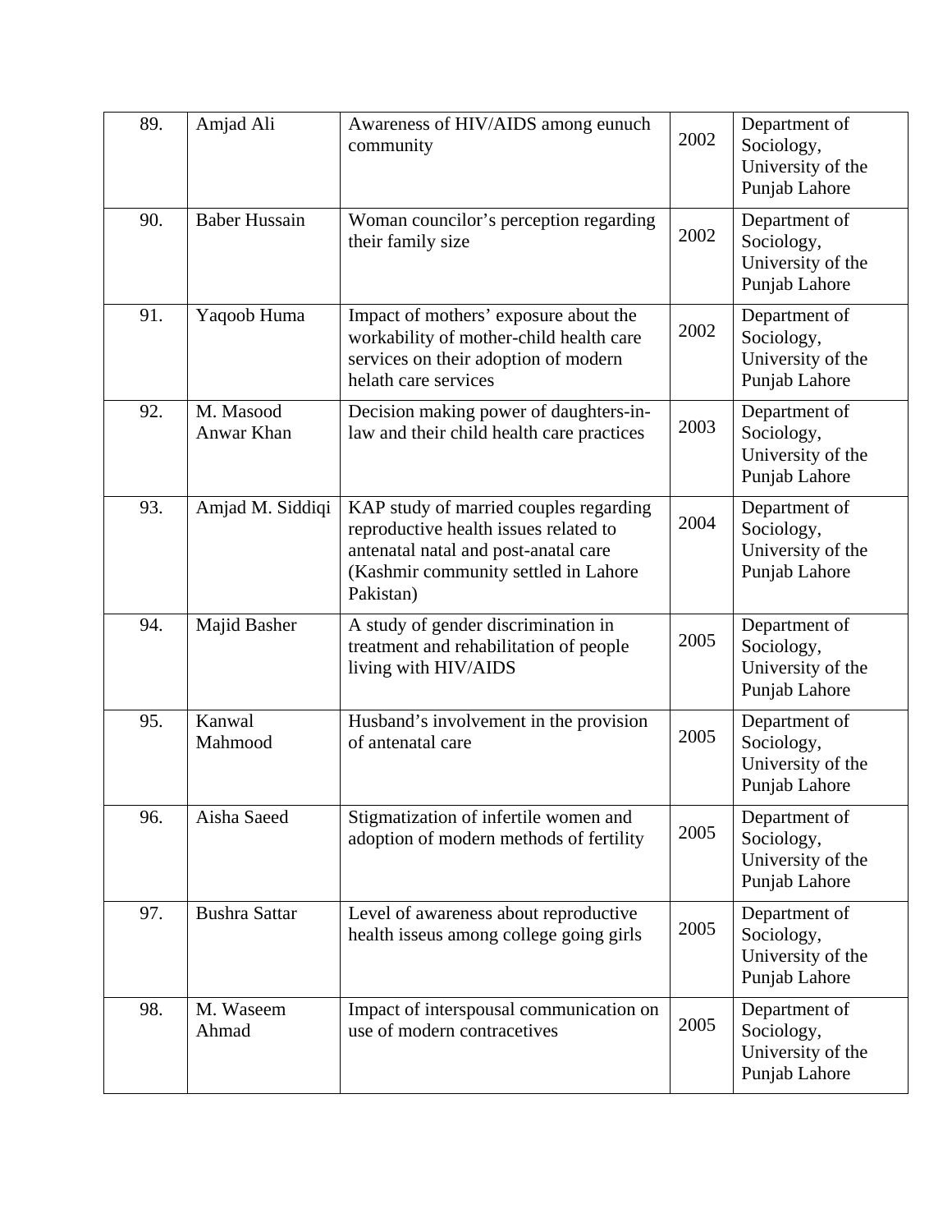| 89. | Amjad Ali | Awareness of HIV/AIDS among eunuch community | 2002 | Department of Sociology, University of the Punjab Lahore |
|---|---|---|---|---|
| 90. | Baber Hussain | Woman councilor's perception regarding their family size | 2002 | Department of Sociology, University of the Punjab Lahore |
| 91. | Yaqoob Huma | Impact of mothers' exposure about the workability of mother-child health care services on their adoption of modern helath care services | 2002 | Department of Sociology, University of the Punjab Lahore |
| 92. | M. Masood Anwar Khan | Decision making power of daughters-in-law and their child health care practices | 2003 | Department of Sociology, University of the Punjab Lahore |
| 93. | Amjad M. Siddiqi | KAP study of married couples regarding reproductive health issues related to antenatal natal and post-anatal care (Kashmir community settled in Lahore Pakistan) | 2004 | Department of Sociology, University of the Punjab Lahore |
| 94. | Majid Basher | A study of gender discrimination in treatment and rehabilitation of people living with HIV/AIDS | 2005 | Department of Sociology, University of the Punjab Lahore |
| 95. | Kanwal Mahmood | Husband's involvement in the provision of antenatal care | 2005 | Department of Sociology, University of the Punjab Lahore |
| 96. | Aisha Saeed | Stigmatization of infertile women and adoption of modern methods of fertility | 2005 | Department of Sociology, University of the Punjab Lahore |
| 97. | Bushra Sattar | Level of awareness about reproductive health isseus among college going girls | 2005 | Department of Sociology, University of the Punjab Lahore |
| 98. | M. Waseem Ahmad | Impact of interspousal communication on use of modern contracetives | 2005 | Department of Sociology, University of the Punjab Lahore |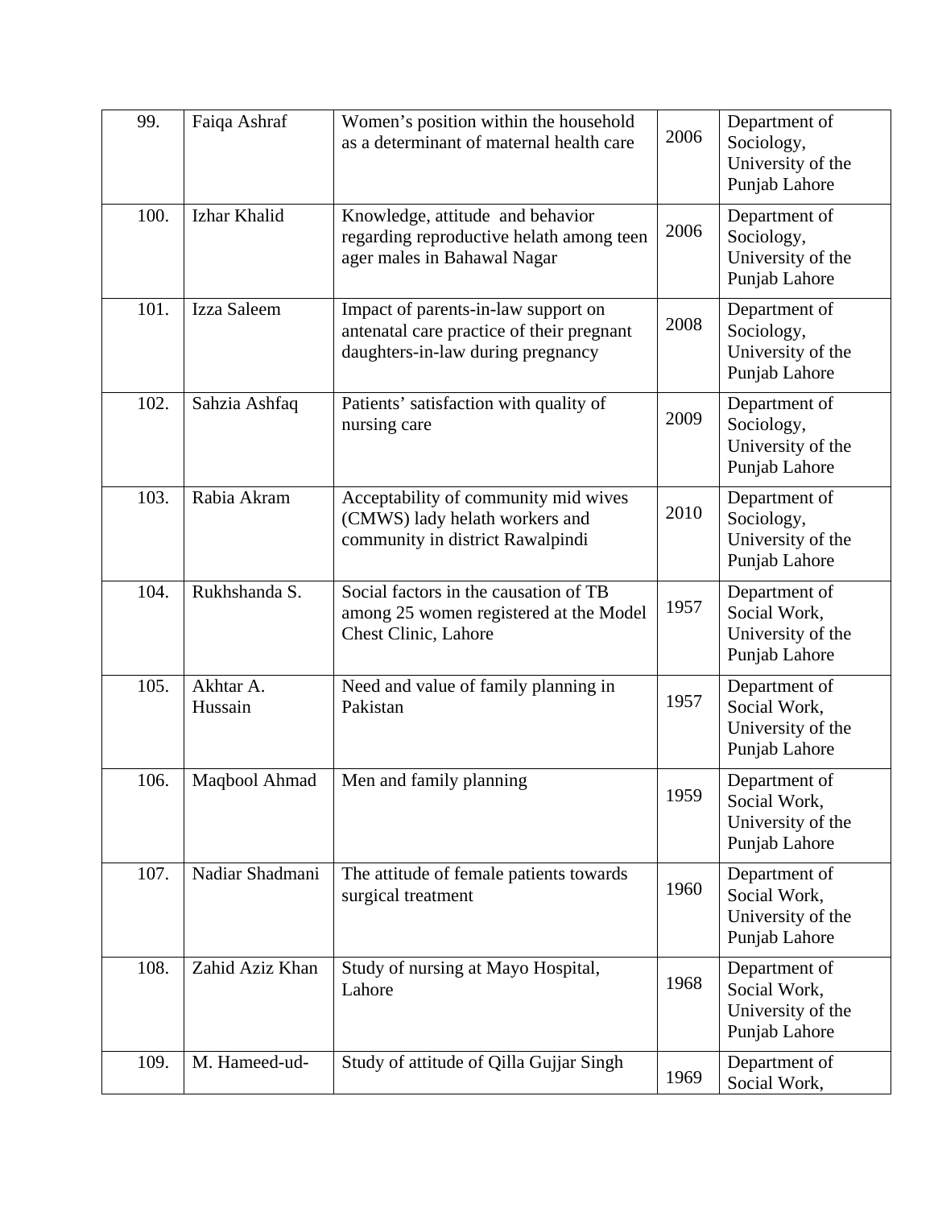| 99. | Faiqa Ashraf | Women's position within the household as a determinant of maternal health care | 2006 | Department of Sociology, University of the Punjab Lahore |
|---|---|---|---|---|
| 100. | Izhar Khalid | Knowledge, attitude and behavior regarding reproductive helath among teen ager males in Bahawal Nagar | 2006 | Department of Sociology, University of the Punjab Lahore |
| 101. | Izza Saleem | Impact of parents-in-law support on antenatal care practice of their pregnant daughters-in-law during pregnancy | 2008 | Department of Sociology, University of the Punjab Lahore |
| 102. | Sahzia Ashfaq | Patients' satisfaction with quality of nursing care | 2009 | Department of Sociology, University of the Punjab Lahore |
| 103. | Rabia Akram | Acceptability of community mid wives (CMWS) lady helath workers and community in district Rawalpindi | 2010 | Department of Sociology, University of the Punjab Lahore |
| 104. | Rukhshanda S. | Social factors in the causation of TB among 25 women registered at the Model Chest Clinic, Lahore | 1957 | Department of Social Work, University of the Punjab Lahore |
| 105. | Akhtar A. Hussain | Need and value of family planning in Pakistan | 1957 | Department of Social Work, University of the Punjab Lahore |
| 106. | Maqbool Ahmad | Men and family planning | 1959 | Department of Social Work, University of the Punjab Lahore |
| 107. | Nadiar Shadmani | The attitude of female patients towards surgical treatment | 1960 | Department of Social Work, University of the Punjab Lahore |
| 108. | Zahid Aziz Khan | Study of nursing at Mayo Hospital, Lahore | 1968 | Department of Social Work, University of the Punjab Lahore |
| 109. | M. Hameed-ud- | Study of attitude of Qilla Gujjar Singh | 1969 | Department of Social Work, |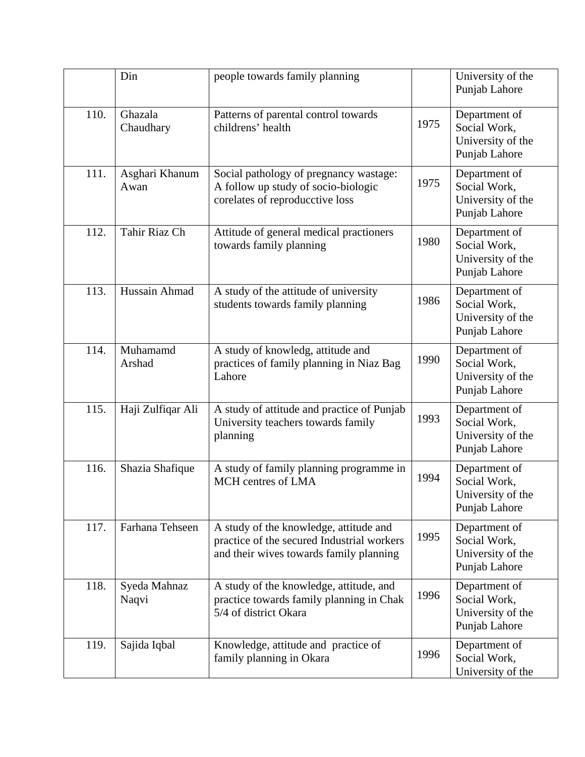|  | Din | people towards family planning |  | University of the Punjab Lahore |
|---|---|---|---|---|
| 110. | Ghazala Chaudhary | Patterns of parental control towards childrens' health | 1975 | Department of Social Work, University of the Punjab Lahore |
| 111. | Asghari Khanum Awan | Social pathology of pregnancy wastage: A follow up study of socio-biologic corelates of reproducctive loss | 1975 | Department of Social Work, University of the Punjab Lahore |
| 112. | Tahir Riaz Ch | Attitude of general medical practioners towards family planning | 1980 | Department of Social Work, University of the Punjab Lahore |
| 113. | Hussain Ahmad | A study of the attitude of university students towards family planning | 1986 | Department of Social Work, University of the Punjab Lahore |
| 114. | Muhamamd Arshad | A study of knowledg, attitude and practices of family planning in Niaz Bag Lahore | 1990 | Department of Social Work, University of the Punjab Lahore |
| 115. | Haji Zulfiqar Ali | A study of attitude and practice of Punjab University teachers towards family planning | 1993 | Department of Social Work, University of the Punjab Lahore |
| 116. | Shazia Shafique | A study of family planning programme in MCH centres of LMA | 1994 | Department of Social Work, University of the Punjab Lahore |
| 117. | Farhana Tehseen | A study of the knowledge, attitude and practice of the secured Industrial workers and their wives towards family planning | 1995 | Department of Social Work, University of the Punjab Lahore |
| 118. | Syeda Mahnaz Naqvi | A study of the knowledge, attitude, and practice towards family planning in Chak 5/4 of district Okara | 1996 | Department of Social Work, University of the Punjab Lahore |
| 119. | Sajida Iqbal | Knowledge, attitude and practice of family planning in Okara | 1996 | Department of Social Work, University of the |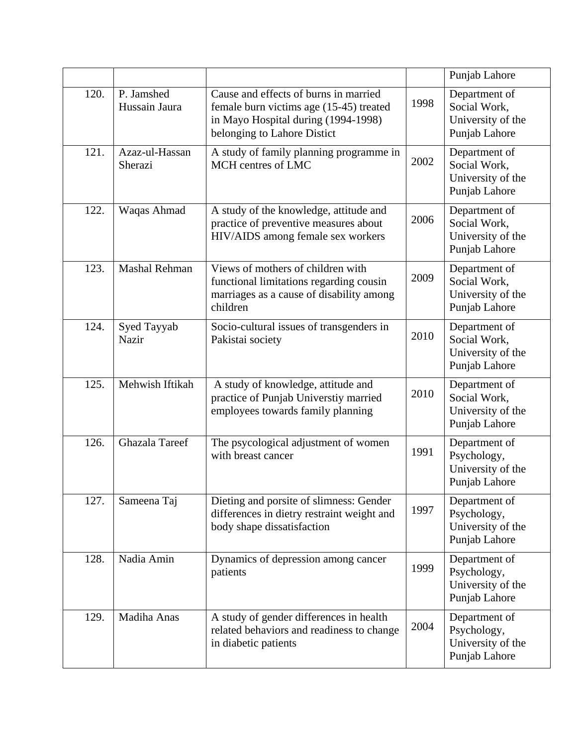| | | | | Punjab Lahore |
|---|---|---|---|---|
| 120. | P. Jamshed Hussain Jaura | Cause and effects of burns in married female burn victims age (15-45) treated in Mayo Hospital during (1994-1998) belonging to Lahore Distict | 1998 | Department of Social Work, University of the Punjab Lahore |
| 121. | Azaz-ul-Hassan Sherazi | A study of family planning programme in MCH centres of LMC | 2002 | Department of Social Work, University of the Punjab Lahore |
| 122. | Waqas Ahmad | A study of the knowledge, attitude and practice of preventive measures about HIV/AIDS among female sex workers | 2006 | Department of Social Work, University of the Punjab Lahore |
| 123. | Mashal Rehman | Views of mothers of children with functional limitations regarding cousin marriages as a cause of disability among children | 2009 | Department of Social Work, University of the Punjab Lahore |
| 124. | Syed Tayyab Nazir | Socio-cultural issues of transgenders in Pakistai society | 2010 | Department of Social Work, University of the Punjab Lahore |
| 125. | Mehwish Iftikah | A study of knowledge, attitude and practice of Punjab Universtiy married employees towards family planning | 2010 | Department of Social Work, University of the Punjab Lahore |
| 126. | Ghazala Tareef | The psycological adjustment of women with breast cancer | 1991 | Department of Psychology, University of the Punjab Lahore |
| 127. | Sameena Taj | Dieting and porsite of slimness: Gender differences in dietry restraint weight and body shape dissatisfaction | 1997 | Department of Psychology, University of the Punjab Lahore |
| 128. | Nadia Amin | Dynamics of depression among cancer patients | 1999 | Department of Psychology, University of the Punjab Lahore |
| 129. | Madiha Anas | A study of gender differences in health related behaviors and readiness to change in diabetic patients | 2004 | Department of Psychology, University of the Punjab Lahore |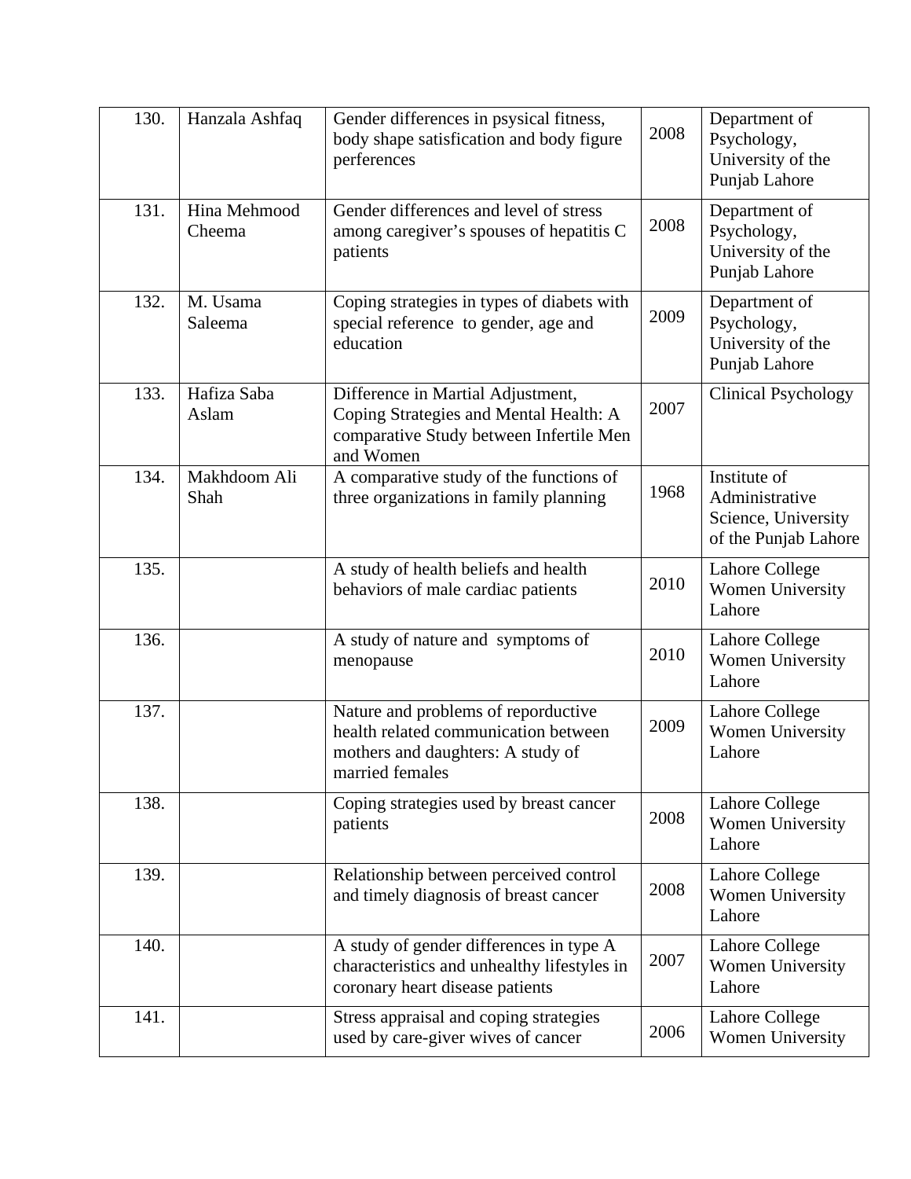| 130. | Hanzala Ashfaq | Gender differences in psysical fitness, body shape satisfication and body figure perferences | 2008 | Department of Psychology, University of the Punjab Lahore |
|---|---|---|---|---|
| 131. | Hina Mehmood Cheema | Gender differences and level of stress among caregiver's spouses of hepatitis C patients | 2008 | Department of Psychology, University of the Punjab Lahore |
| 132. | M. Usama Saleema | Coping strategies in types of diabets with special reference to gender, age and education | 2009 | Department of Psychology, University of the Punjab Lahore |
| 133. | Hafiza Saba Aslam | Difference in Martial Adjustment, Coping Strategies and Mental Health: A comparative Study between Infertile Men and Women | 2007 | Clinical Psychology |
| 134. | Makhdoom Ali Shah | A comparative study of the functions of three organizations in family planning | 1968 | Institute of Administrative Science, University of the Punjab Lahore |
| 135. | | A study of health beliefs and health behaviors of male cardiac patients | 2010 | Lahore College Women University Lahore |
| 136. | | A study of nature and symptoms of menopause | 2010 | Lahore College Women University Lahore |
| 137. | | Nature and problems of reporductive health related communication between mothers and daughters: A study of married females | 2009 | Lahore College Women University Lahore |
| 138. | | Coping strategies used by breast cancer patients | 2008 | Lahore College Women University Lahore |
| 139. | | Relationship between perceived control and timely diagnosis of breast cancer | 2008 | Lahore College Women University Lahore |
| 140. | | A study of gender differences in type A characteristics and unhealthy lifestyles in coronary heart disease patients | 2007 | Lahore College Women University Lahore |
| 141. | | Stress appraisal and coping strategies used by care-giver wives of cancer | 2006 | Lahore College Women University |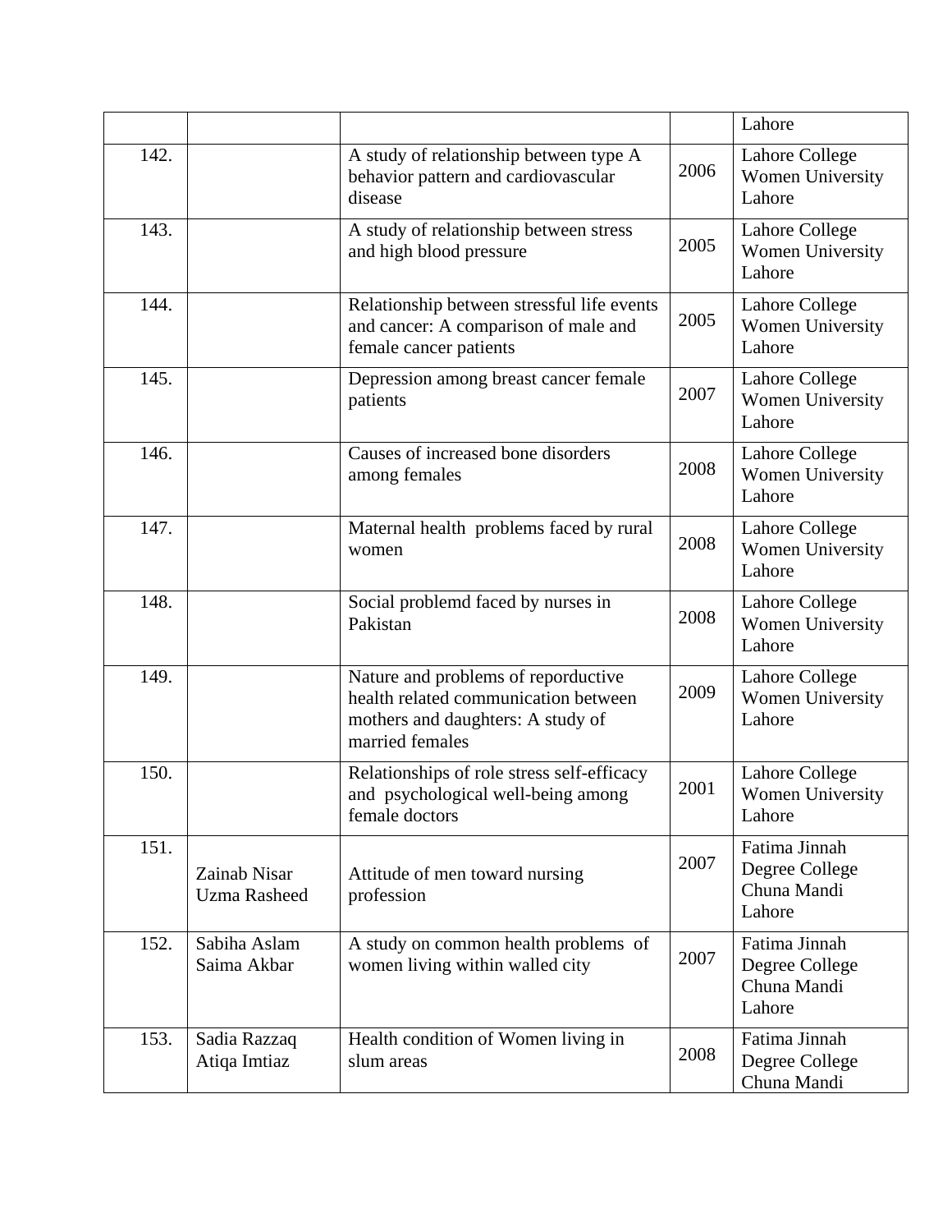| | | | | Lahore |
|---|---|---|---|---|
| 142. | | A study of relationship between type A behavior pattern and cardiovascular disease | 2006 | Lahore College Women University Lahore |
| 143. | | A study of relationship between stress and high blood pressure | 2005 | Lahore College Women University Lahore |
| 144. | | Relationship between stressful life events and cancer: A comparison of male and female cancer patients | 2005 | Lahore College Women University Lahore |
| 145. | | Depression among breast cancer female patients | 2007 | Lahore College Women University Lahore |
| 146. | | Causes of increased bone disorders among females | 2008 | Lahore College Women University Lahore |
| 147. | | Maternal health problems faced by rural women | 2008 | Lahore College Women University Lahore |
| 148. | | Social problemd faced by nurses in Pakistan | 2008 | Lahore College Women University Lahore |
| 149. | | Nature and problems of reporductive health related communication between mothers and daughters: A study of married females | 2009 | Lahore College Women University Lahore |
| 150. | | Relationships of role stress self-efficacy and psychological well-being among female doctors | 2001 | Lahore College Women University Lahore |
| 151. | Zainab Nisar Uzma Rasheed | Attitude of men toward nursing profession | 2007 | Fatima Jinnah Degree College Chuna Mandi Lahore |
| 152. | Sabiha Aslam Saima Akbar | A study on common health problems of women living within walled city | 2007 | Fatima Jinnah Degree College Chuna Mandi Lahore |
| 153. | Sadia Razzaq Atiqa Imtiaz | Health condition of Women living in slum areas | 2008 | Fatima Jinnah Degree College Chuna Mandi |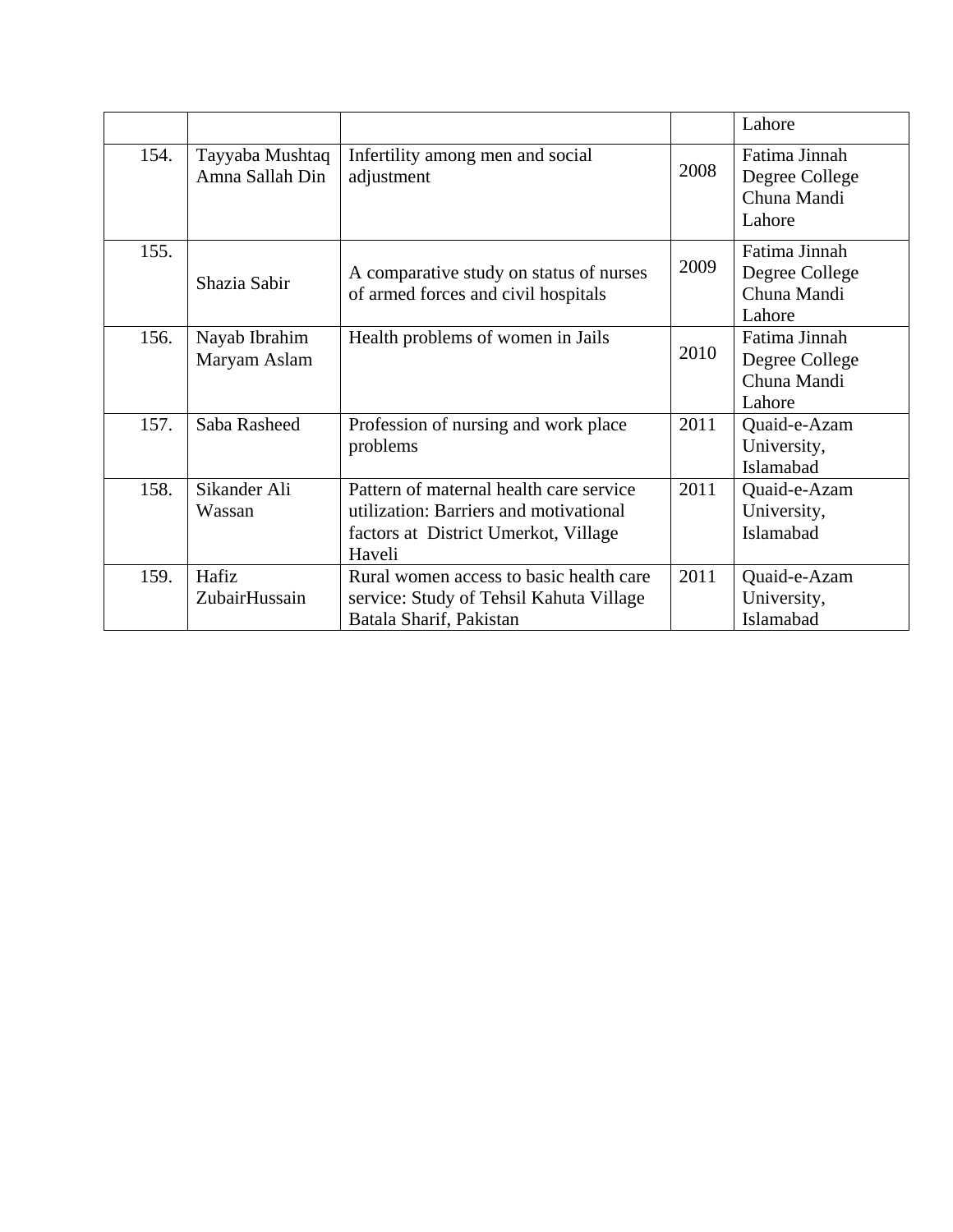| | | | | |
|---|---|---|---|---|
| | | | | Lahore |
| 154. | Tayyaba Mushtaq Amna Sallah Din | Infertility among men and social adjustment | 2008 | Fatima Jinnah Degree College Chuna Mandi Lahore |
| 155. | Shazia Sabir | A comparative study on status of nurses of armed forces and civil hospitals | 2009 | Fatima Jinnah Degree College Chuna Mandi Lahore |
| 156. | Nayab Ibrahim Maryam Aslam | Health problems of women in Jails | 2010 | Fatima Jinnah Degree College Chuna Mandi Lahore |
| 157. | Saba Rasheed | Profession of nursing and work place problems | 2011 | Quaid-e-Azam University, Islamabad |
| 158. | Sikander Ali Wassan | Pattern of maternal health care service utilization: Barriers and motivational factors at District Umerkot, Village Haveli | 2011 | Quaid-e-Azam University, Islamabad |
| 159. | Hafiz ZubairHussain | Rural women access to basic health care service: Study of Tehsil Kahuta Village Batala Sharif, Pakistan | 2011 | Quaid-e-Azam University, Islamabad |